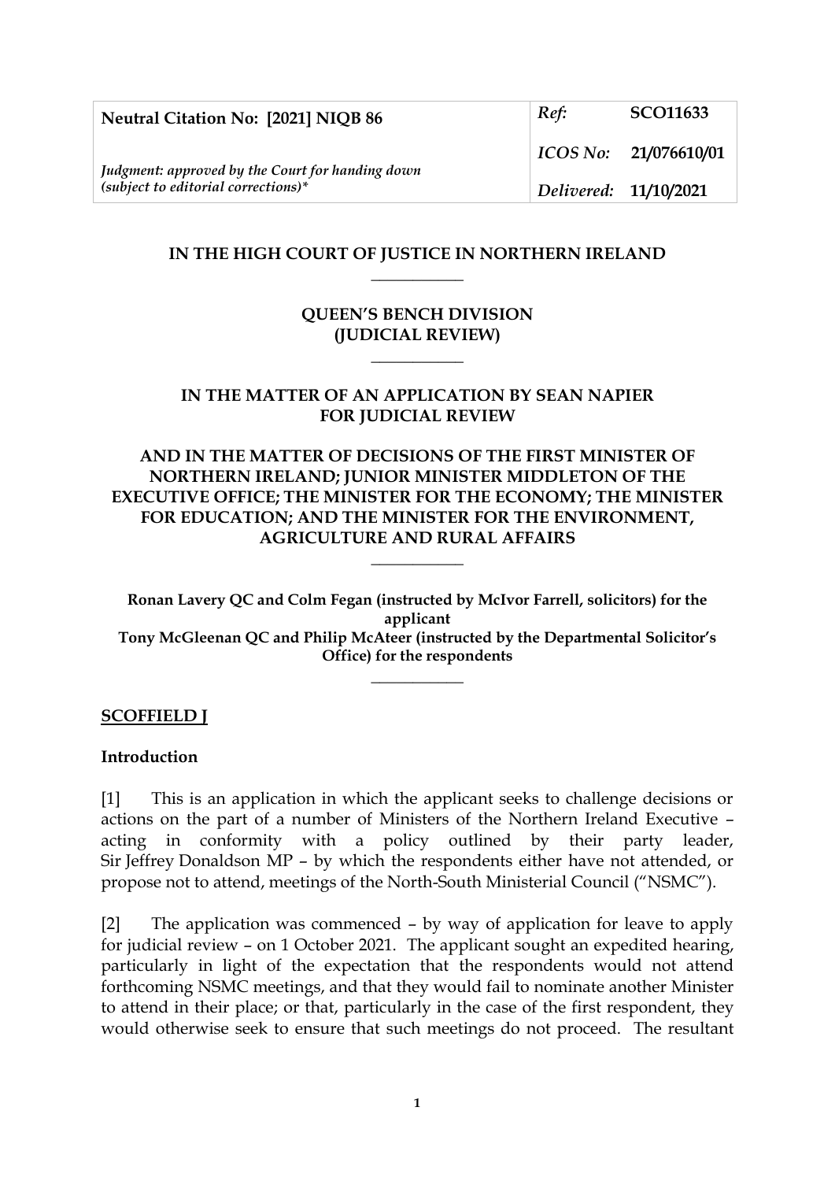| | | |
|---|---|---|
| **Neutral Citation No: [2021] NIQB 86** | *Ref:* | **SCO11633** |
| | *ICOS No:* | **21/076610/01** |
| *Judgment: approved by the Court for handing down (subject to editorial corrections)** | *Delivered:* | **11/10/2021** |

**IN THE HIGH COURT OF JUSTICE IN NORTHERN IRELAND**

\_\_\_\_\_\_\_\_\_\_

**QUEEN'S BENCH DIVISION**
**(JUDICIAL REVIEW)**

\_\_\_\_\_\_\_\_\_\_

**IN THE MATTER OF AN APPLICATION BY SEAN NAPIER FOR JUDICIAL REVIEW**

**AND IN THE MATTER OF DECISIONS OF THE FIRST MINISTER OF NORTHERN IRELAND; JUNIOR MINISTER MIDDLETON OF THE EXECUTIVE OFFICE; THE MINISTER FOR THE ECONOMY; THE MINISTER FOR EDUCATION; AND THE MINISTER FOR THE ENVIRONMENT, AGRICULTURE AND RURAL AFFAIRS**

\_\_\_\_\_\_\_\_\_\_

**Ronan Lavery QC and Colm Fegan (instructed by McIvor Farrell, solicitors) for the applicant**
**Tony McGleenan QC and Philip McAteer (instructed by the Departmental Solicitor's Office) for the respondents**

\_\_\_\_\_\_\_\_\_\_

**SCOFFIELD J**

**Introduction**

[1] This is an application in which the applicant seeks to challenge decisions or actions on the part of a number of Ministers of the Northern Ireland Executive – acting in conformity with a policy outlined by their party leader, Sir Jeffrey Donaldson MP – by which the respondents either have not attended, or propose not to attend, meetings of the North-South Ministerial Council ("NSMC").

[2] The application was commenced – by way of application for leave to apply for judicial review – on 1 October 2021. The applicant sought an expedited hearing, particularly in light of the expectation that the respondents would not attend forthcoming NSMC meetings, and that they would fail to nominate another Minister to attend in their place; or that, particularly in the case of the first respondent, they would otherwise seek to ensure that such meetings do not proceed. The resultant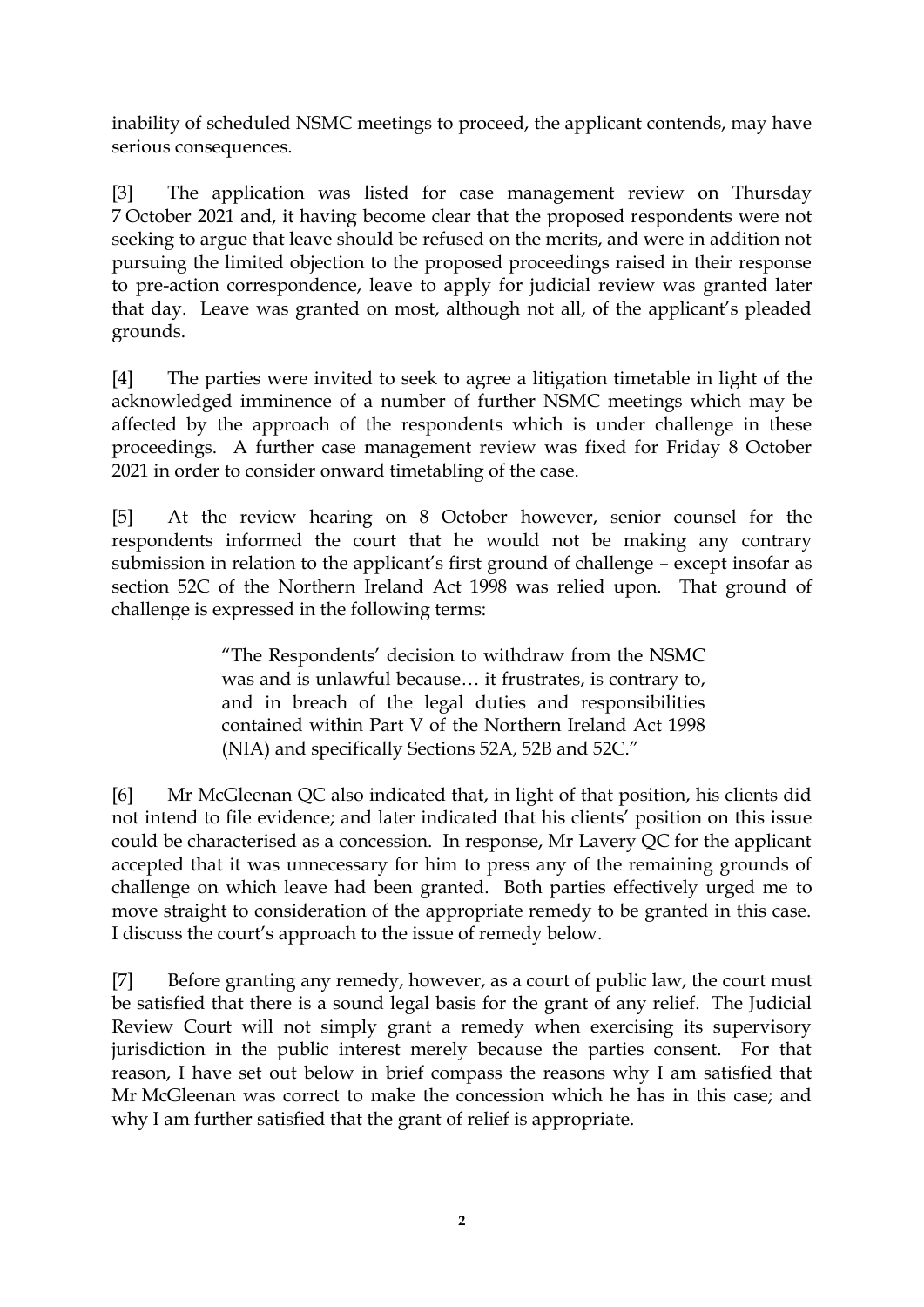inability of scheduled NSMC meetings to proceed, the applicant contends, may have serious consequences.

[3] The application was listed for case management review on Thursday 7 October 2021 and, it having become clear that the proposed respondents were not seeking to argue that leave should be refused on the merits, and were in addition not pursuing the limited objection to the proposed proceedings raised in their response to pre-action correspondence, leave to apply for judicial review was granted later that day. Leave was granted on most, although not all, of the applicant's pleaded grounds.

[4] The parties were invited to seek to agree a litigation timetable in light of the acknowledged imminence of a number of further NSMC meetings which may be affected by the approach of the respondents which is under challenge in these proceedings. A further case management review was fixed for Friday 8 October 2021 in order to consider onward timetabling of the case.

[5] At the review hearing on 8 October however, senior counsel for the respondents informed the court that he would not be making any contrary submission in relation to the applicant's first ground of challenge – except insofar as section 52C of the Northern Ireland Act 1998 was relied upon. That ground of challenge is expressed in the following terms:

> "The Respondents' decision to withdraw from the NSMC was and is unlawful because… it frustrates, is contrary to, and in breach of the legal duties and responsibilities contained within Part V of the Northern Ireland Act 1998 (NIA) and specifically Sections 52A, 52B and 52C."

[6] Mr McGleenan QC also indicated that, in light of that position, his clients did not intend to file evidence; and later indicated that his clients' position on this issue could be characterised as a concession. In response, Mr Lavery QC for the applicant accepted that it was unnecessary for him to press any of the remaining grounds of challenge on which leave had been granted. Both parties effectively urged me to move straight to consideration of the appropriate remedy to be granted in this case. I discuss the court's approach to the issue of remedy below.

[7] Before granting any remedy, however, as a court of public law, the court must be satisfied that there is a sound legal basis for the grant of any relief. The Judicial Review Court will not simply grant a remedy when exercising its supervisory jurisdiction in the public interest merely because the parties consent. For that reason, I have set out below in brief compass the reasons why I am satisfied that Mr McGleenan was correct to make the concession which he has in this case; and why I am further satisfied that the grant of relief is appropriate.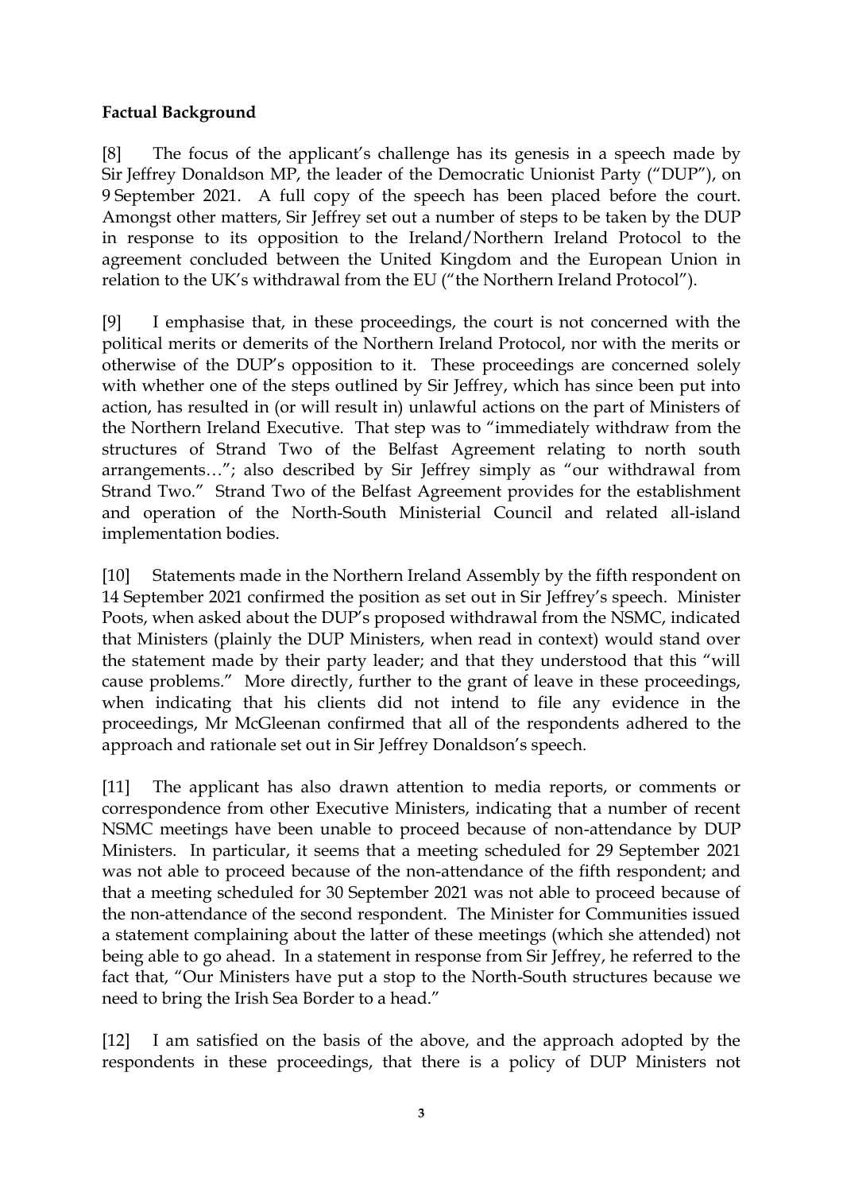**Factual Background**

[8] The focus of the applicant's challenge has its genesis in a speech made by Sir Jeffrey Donaldson MP, the leader of the Democratic Unionist Party ("DUP"), on 9 September 2021. A full copy of the speech has been placed before the court. Amongst other matters, Sir Jeffrey set out a number of steps to be taken by the DUP in response to its opposition to the Ireland/Northern Ireland Protocol to the agreement concluded between the United Kingdom and the European Union in relation to the UK's withdrawal from the EU ("the Northern Ireland Protocol").

[9] I emphasise that, in these proceedings, the court is not concerned with the political merits or demerits of the Northern Ireland Protocol, nor with the merits or otherwise of the DUP's opposition to it. These proceedings are concerned solely with whether one of the steps outlined by Sir Jeffrey, which has since been put into action, has resulted in (or will result in) unlawful actions on the part of Ministers of the Northern Ireland Executive. That step was to "immediately withdraw from the structures of Strand Two of the Belfast Agreement relating to north south arrangements…"; also described by Sir Jeffrey simply as "our withdrawal from Strand Two." Strand Two of the Belfast Agreement provides for the establishment and operation of the North-South Ministerial Council and related all-island implementation bodies.

[10] Statements made in the Northern Ireland Assembly by the fifth respondent on 14 September 2021 confirmed the position as set out in Sir Jeffrey's speech. Minister Poots, when asked about the DUP's proposed withdrawal from the NSMC, indicated that Ministers (plainly the DUP Ministers, when read in context) would stand over the statement made by their party leader; and that they understood that this "will cause problems." More directly, further to the grant of leave in these proceedings, when indicating that his clients did not intend to file any evidence in the proceedings, Mr McGleenan confirmed that all of the respondents adhered to the approach and rationale set out in Sir Jeffrey Donaldson's speech.

[11] The applicant has also drawn attention to media reports, or comments or correspondence from other Executive Ministers, indicating that a number of recent NSMC meetings have been unable to proceed because of non-attendance by DUP Ministers. In particular, it seems that a meeting scheduled for 29 September 2021 was not able to proceed because of the non-attendance of the fifth respondent; and that a meeting scheduled for 30 September 2021 was not able to proceed because of the non-attendance of the second respondent. The Minister for Communities issued a statement complaining about the latter of these meetings (which she attended) not being able to go ahead. In a statement in response from Sir Jeffrey, he referred to the fact that, "Our Ministers have put a stop to the North-South structures because we need to bring the Irish Sea Border to a head."

[12] I am satisfied on the basis of the above, and the approach adopted by the respondents in these proceedings, that there is a policy of DUP Ministers not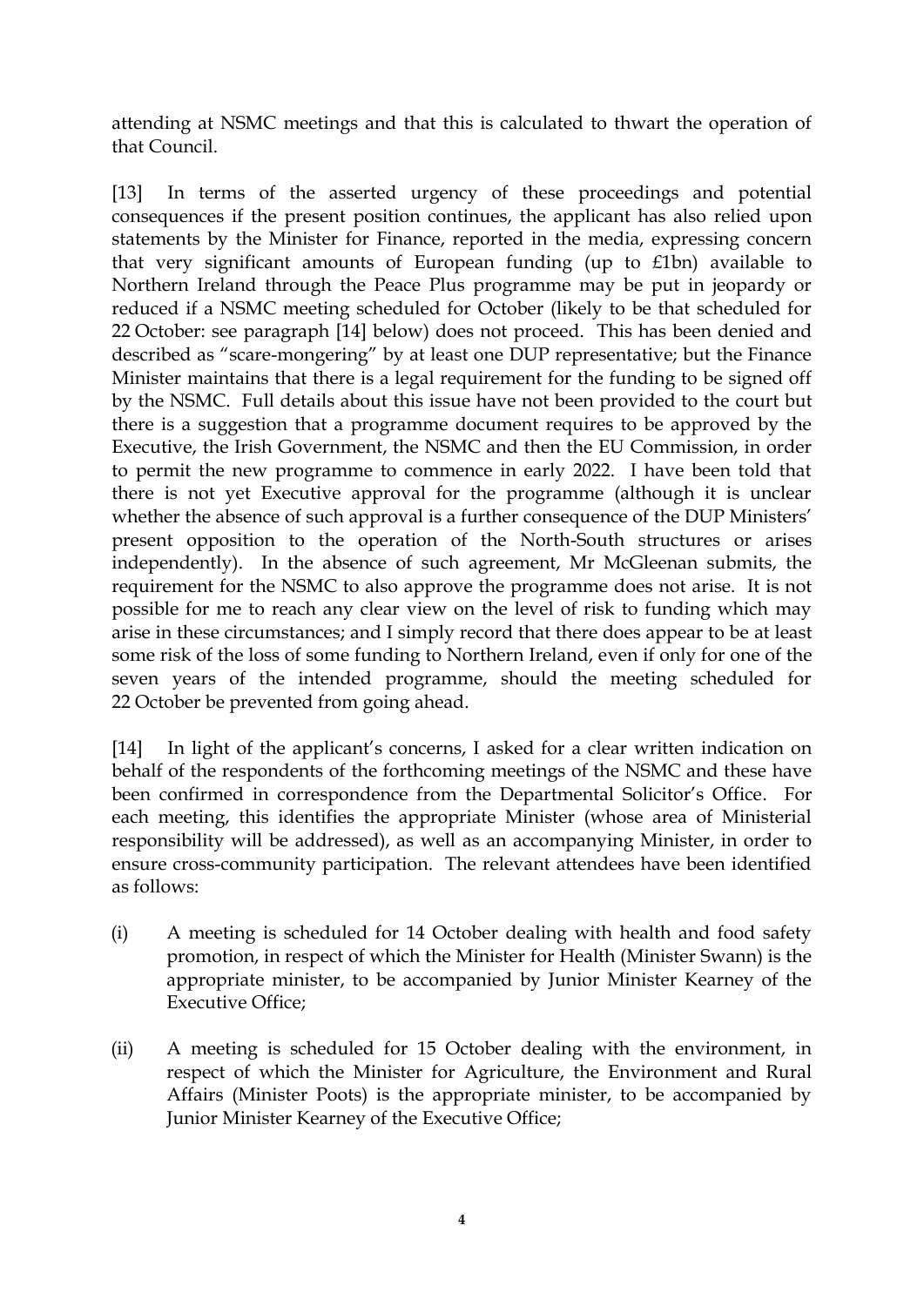attending at NSMC meetings and that this is calculated to thwart the operation of that Council.

[13] In terms of the asserted urgency of these proceedings and potential consequences if the present position continues, the applicant has also relied upon statements by the Minister for Finance, reported in the media, expressing concern that very significant amounts of European funding (up to £1bn) available to Northern Ireland through the Peace Plus programme may be put in jeopardy or reduced if a NSMC meeting scheduled for October (likely to be that scheduled for 22 October: see paragraph [14] below) does not proceed. This has been denied and described as "scare-mongering" by at least one DUP representative; but the Finance Minister maintains that there is a legal requirement for the funding to be signed off by the NSMC. Full details about this issue have not been provided to the court but there is a suggestion that a programme document requires to be approved by the Executive, the Irish Government, the NSMC and then the EU Commission, in order to permit the new programme to commence in early 2022. I have been told that there is not yet Executive approval for the programme (although it is unclear whether the absence of such approval is a further consequence of the DUP Ministers' present opposition to the operation of the North-South structures or arises independently). In the absence of such agreement, Mr McGleenan submits, the requirement for the NSMC to also approve the programme does not arise. It is not possible for me to reach any clear view on the level of risk to funding which may arise in these circumstances; and I simply record that there does appear to be at least some risk of the loss of some funding to Northern Ireland, even if only for one of the seven years of the intended programme, should the meeting scheduled for 22 October be prevented from going ahead.

[14] In light of the applicant's concerns, I asked for a clear written indication on behalf of the respondents of the forthcoming meetings of the NSMC and these have been confirmed in correspondence from the Departmental Solicitor's Office. For each meeting, this identifies the appropriate Minister (whose area of Ministerial responsibility will be addressed), as well as an accompanying Minister, in order to ensure cross-community participation. The relevant attendees have been identified as follows:

(i) A meeting is scheduled for 14 October dealing with health and food safety promotion, in respect of which the Minister for Health (Minister Swann) is the appropriate minister, to be accompanied by Junior Minister Kearney of the Executive Office;

(ii) A meeting is scheduled for 15 October dealing with the environment, in respect of which the Minister for Agriculture, the Environment and Rural Affairs (Minister Poots) is the appropriate minister, to be accompanied by Junior Minister Kearney of the Executive Office;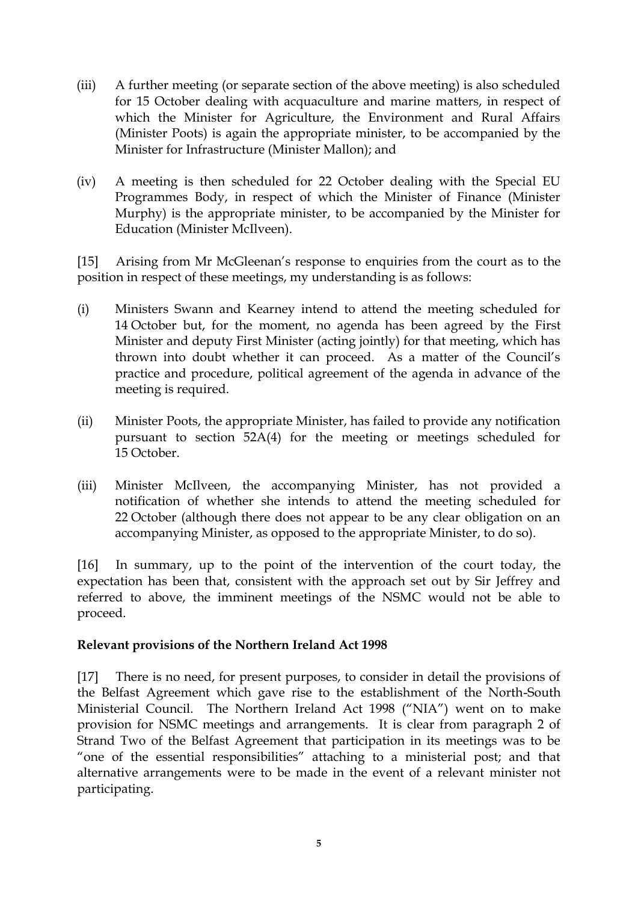(iii) A further meeting (or separate section of the above meeting) is also scheduled for 15 October dealing with acquaculture and marine matters, in respect of which the Minister for Agriculture, the Environment and Rural Affairs (Minister Poots) is again the appropriate minister, to be accompanied by the Minister for Infrastructure (Minister Mallon); and

(iv) A meeting is then scheduled for 22 October dealing with the Special EU Programmes Body, in respect of which the Minister of Finance (Minister Murphy) is the appropriate minister, to be accompanied by the Minister for Education (Minister McIlveen).

[15] Arising from Mr McGleenan's response to enquiries from the court as to the position in respect of these meetings, my understanding is as follows:

(i) Ministers Swann and Kearney intend to attend the meeting scheduled for 14 October but, for the moment, no agenda has been agreed by the First Minister and deputy First Minister (acting jointly) for that meeting, which has thrown into doubt whether it can proceed. As a matter of the Council's practice and procedure, political agreement of the agenda in advance of the meeting is required.

(ii) Minister Poots, the appropriate Minister, has failed to provide any notification pursuant to section 52A(4) for the meeting or meetings scheduled for 15 October.

(iii) Minister McIlveen, the accompanying Minister, has not provided a notification of whether she intends to attend the meeting scheduled for 22 October (although there does not appear to be any clear obligation on an accompanying Minister, as opposed to the appropriate Minister, to do so).

[16] In summary, up to the point of the intervention of the court today, the expectation has been that, consistent with the approach set out by Sir Jeffrey and referred to above, the imminent meetings of the NSMC would not be able to proceed.

**Relevant provisions of the Northern Ireland Act 1998**

[17] There is no need, for present purposes, to consider in detail the provisions of the Belfast Agreement which gave rise to the establishment of the North-South Ministerial Council. The Northern Ireland Act 1998 ("NIA") went on to make provision for NSMC meetings and arrangements. It is clear from paragraph 2 of Strand Two of the Belfast Agreement that participation in its meetings was to be "one of the essential responsibilities" attaching to a ministerial post; and that alternative arrangements were to be made in the event of a relevant minister not participating.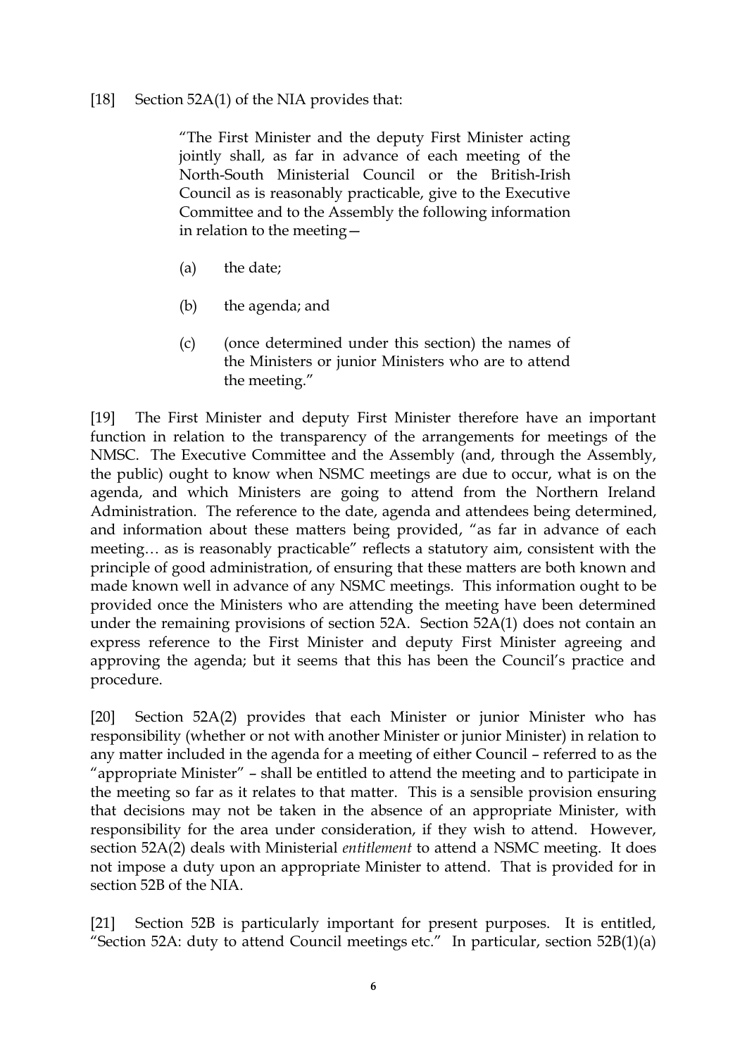[18] Section 52A(1) of the NIA provides that:

> "The First Minister and the deputy First Minister acting jointly shall, as far in advance of each meeting of the North-South Ministerial Council or the British-Irish Council as is reasonably practicable, give to the Executive Committee and to the Assembly the following information in relation to the meeting—
>
> (a) the date;
>
> (b) the agenda; and
>
> (c) (once determined under this section) the names of the Ministers or junior Ministers who are to attend the meeting."

[19] The First Minister and deputy First Minister therefore have an important function in relation to the transparency of the arrangements for meetings of the NMSC. The Executive Committee and the Assembly (and, through the Assembly, the public) ought to know when NSMC meetings are due to occur, what is on the agenda, and which Ministers are going to attend from the Northern Ireland Administration. The reference to the date, agenda and attendees being determined, and information about these matters being provided, "as far in advance of each meeting… as is reasonably practicable" reflects a statutory aim, consistent with the principle of good administration, of ensuring that these matters are both known and made known well in advance of any NSMC meetings. This information ought to be provided once the Ministers who are attending the meeting have been determined under the remaining provisions of section 52A. Section 52A(1) does not contain an express reference to the First Minister and deputy First Minister agreeing and approving the agenda; but it seems that this has been the Council's practice and procedure.

[20] Section 52A(2) provides that each Minister or junior Minister who has responsibility (whether or not with another Minister or junior Minister) in relation to any matter included in the agenda for a meeting of either Council – referred to as the "appropriate Minister" – shall be entitled to attend the meeting and to participate in the meeting so far as it relates to that matter. This is a sensible provision ensuring that decisions may not be taken in the absence of an appropriate Minister, with responsibility for the area under consideration, if they wish to attend. However, section 52A(2) deals with Ministerial *entitlement* to attend a NSMC meeting. It does not impose a duty upon an appropriate Minister to attend. That is provided for in section 52B of the NIA.

[21] Section 52B is particularly important for present purposes. It is entitled, "Section 52A: duty to attend Council meetings etc." In particular, section 52B(1)(a)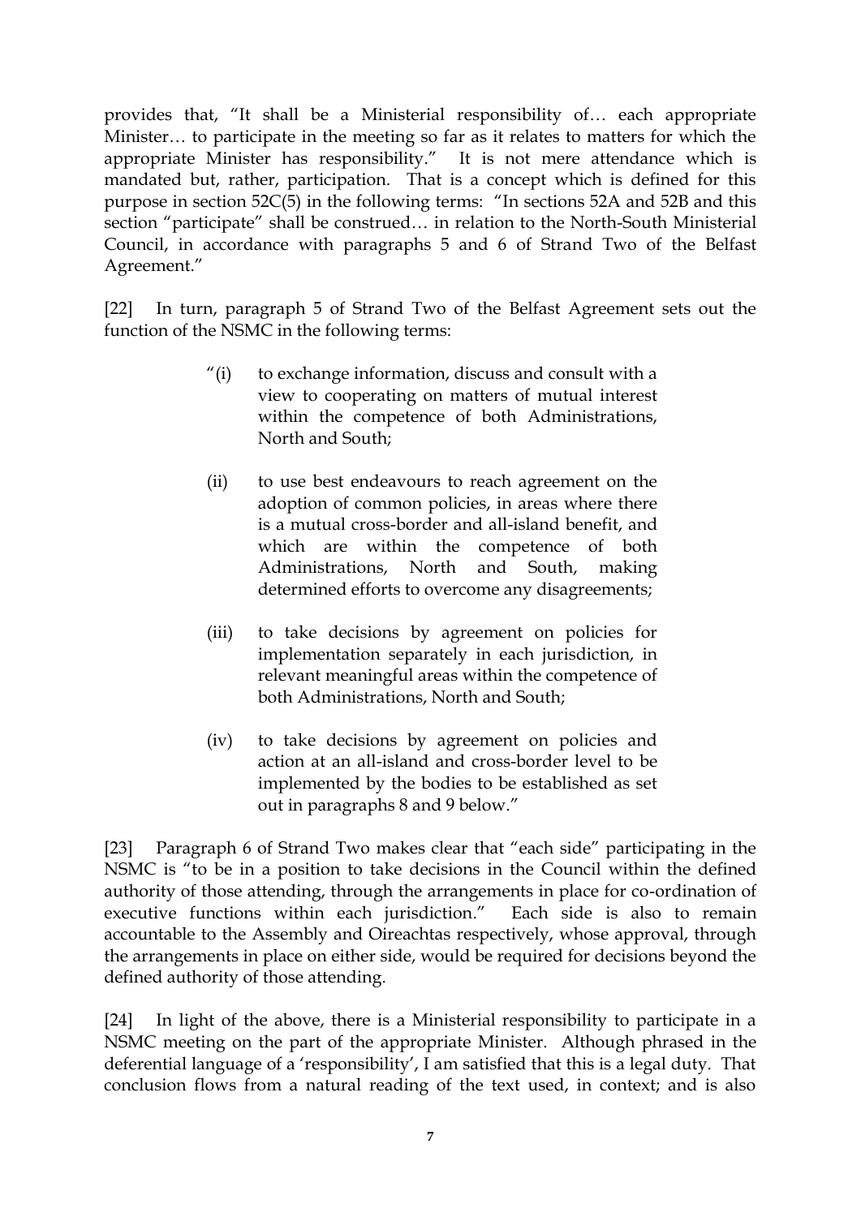provides that, "It shall be a Ministerial responsibility of… each appropriate Minister… to participate in the meeting so far as it relates to matters for which the appropriate Minister has responsibility." It is not mere attendance which is mandated but, rather, participation. That is a concept which is defined for this purpose in section 52C(5) in the following terms: "In sections 52A and 52B and this section "participate" shall be construed… in relation to the North-South Ministerial Council, in accordance with paragraphs 5 and 6 of Strand Two of the Belfast Agreement."

[22] In turn, paragraph 5 of Strand Two of the Belfast Agreement sets out the function of the NSMC in the following terms:

> "(i) to exchange information, discuss and consult with a view to cooperating on matters of mutual interest within the competence of both Administrations, North and South;
>
> (ii) to use best endeavours to reach agreement on the adoption of common policies, in areas where there is a mutual cross-border and all-island benefit, and which are within the competence of both Administrations, North and South, making determined efforts to overcome any disagreements;
>
> (iii) to take decisions by agreement on policies for implementation separately in each jurisdiction, in relevant meaningful areas within the competence of both Administrations, North and South;
>
> (iv) to take decisions by agreement on policies and action at an all-island and cross-border level to be implemented by the bodies to be established as set out in paragraphs 8 and 9 below."

[23] Paragraph 6 of Strand Two makes clear that "each side" participating in the NSMC is "to be in a position to take decisions in the Council within the defined authority of those attending, through the arrangements in place for co-ordination of executive functions within each jurisdiction." Each side is also to remain accountable to the Assembly and Oireachtas respectively, whose approval, through the arrangements in place on either side, would be required for decisions beyond the defined authority of those attending.

[24] In light of the above, there is a Ministerial responsibility to participate in a NSMC meeting on the part of the appropriate Minister. Although phrased in the deferential language of a 'responsibility', I am satisfied that this is a legal duty. That conclusion flows from a natural reading of the text used, in context; and is also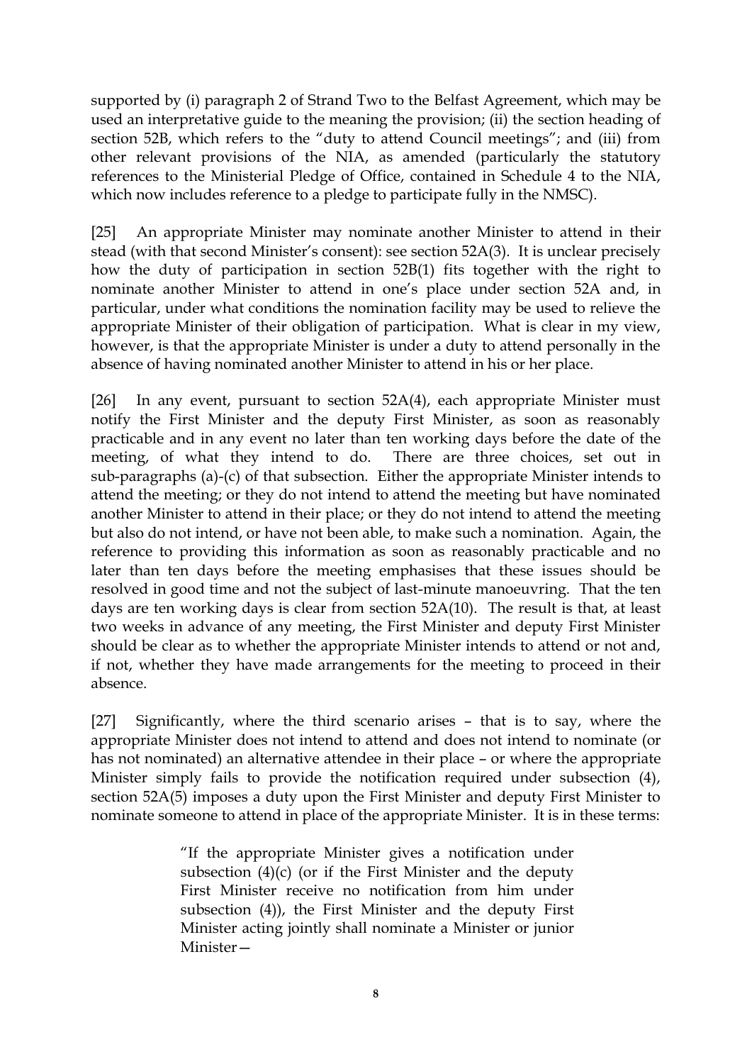supported by (i) paragraph 2 of Strand Two to the Belfast Agreement, which may be used an interpretative guide to the meaning the provision; (ii) the section heading of section 52B, which refers to the "duty to attend Council meetings"; and (iii) from other relevant provisions of the NIA, as amended (particularly the statutory references to the Ministerial Pledge of Office, contained in Schedule 4 to the NIA, which now includes reference to a pledge to participate fully in the NMSC).

[25] An appropriate Minister may nominate another Minister to attend in their stead (with that second Minister's consent): see section 52A(3). It is unclear precisely how the duty of participation in section 52B(1) fits together with the right to nominate another Minister to attend in one's place under section 52A and, in particular, under what conditions the nomination facility may be used to relieve the appropriate Minister of their obligation of participation. What is clear in my view, however, is that the appropriate Minister is under a duty to attend personally in the absence of having nominated another Minister to attend in his or her place.

[26] In any event, pursuant to section 52A(4), each appropriate Minister must notify the First Minister and the deputy First Minister, as soon as reasonably practicable and in any event no later than ten working days before the date of the meeting, of what they intend to do. There are three choices, set out in sub-paragraphs (a)-(c) of that subsection. Either the appropriate Minister intends to attend the meeting; or they do not intend to attend the meeting but have nominated another Minister to attend in their place; or they do not intend to attend the meeting but also do not intend, or have not been able, to make such a nomination. Again, the reference to providing this information as soon as reasonably practicable and no later than ten days before the meeting emphasises that these issues should be resolved in good time and not the subject of last-minute manoeuvring. That the ten days are ten working days is clear from section 52A(10). The result is that, at least two weeks in advance of any meeting, the First Minister and deputy First Minister should be clear as to whether the appropriate Minister intends to attend or not and, if not, whether they have made arrangements for the meeting to proceed in their absence.

[27] Significantly, where the third scenario arises – that is to say, where the appropriate Minister does not intend to attend and does not intend to nominate (or has not nominated) an alternative attendee in their place – or where the appropriate Minister simply fails to provide the notification required under subsection (4), section 52A(5) imposes a duty upon the First Minister and deputy First Minister to nominate someone to attend in place of the appropriate Minister. It is in these terms:

> "If the appropriate Minister gives a notification under subsection (4)(c) (or if the First Minister and the deputy First Minister receive no notification from him under subsection (4)), the First Minister and the deputy First Minister acting jointly shall nominate a Minister or junior Minister—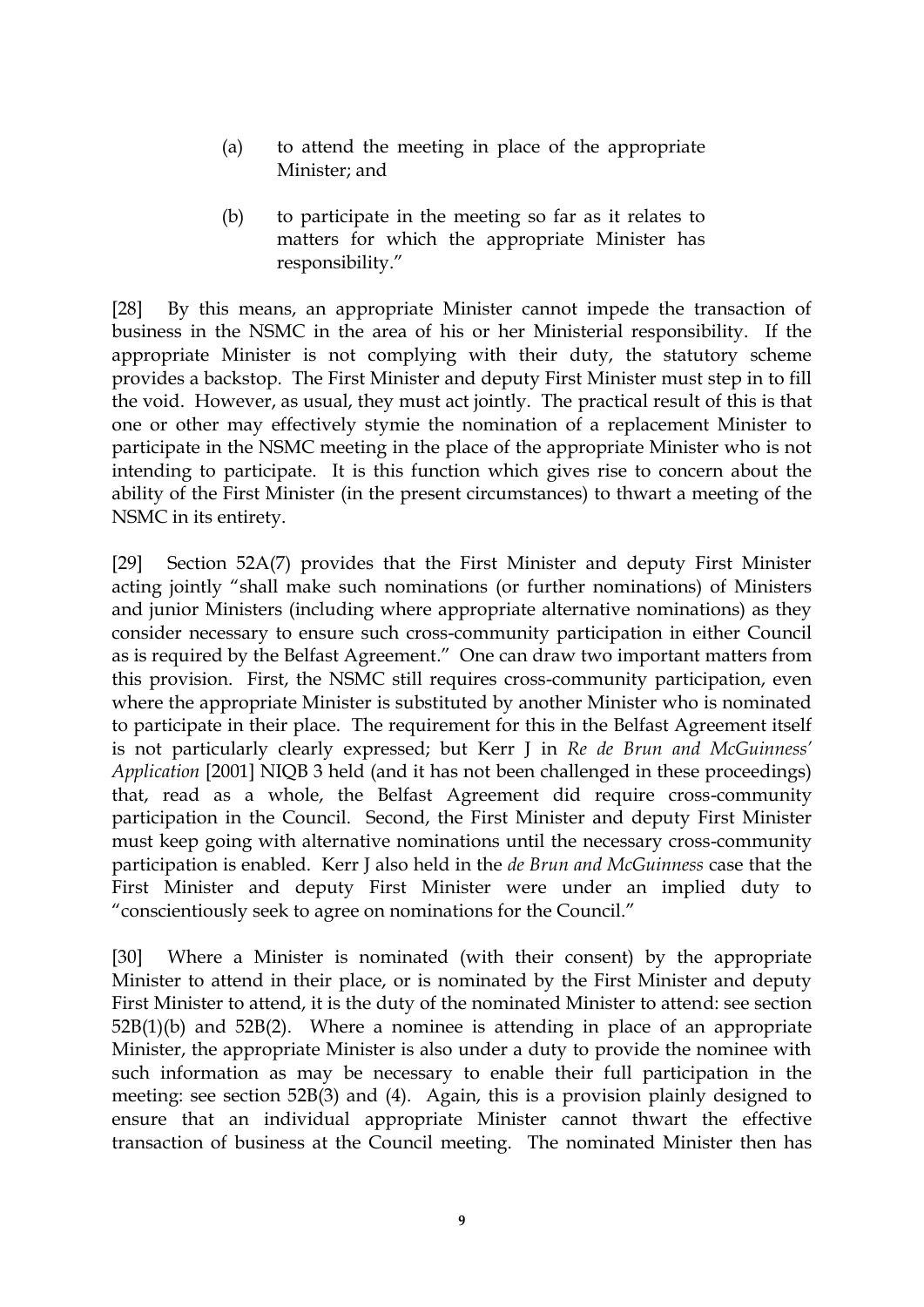(a) to attend the meeting in place of the appropriate Minister; and

(b) to participate in the meeting so far as it relates to matters for which the appropriate Minister has responsibility."

[28] By this means, an appropriate Minister cannot impede the transaction of business in the NSMC in the area of his or her Ministerial responsibility. If the appropriate Minister is not complying with their duty, the statutory scheme provides a backstop. The First Minister and deputy First Minister must step in to fill the void. However, as usual, they must act jointly. The practical result of this is that one or other may effectively stymie the nomination of a replacement Minister to participate in the NSMC meeting in the place of the appropriate Minister who is not intending to participate. It is this function which gives rise to concern about the ability of the First Minister (in the present circumstances) to thwart a meeting of the NSMC in its entirety.

[29] Section 52A(7) provides that the First Minister and deputy First Minister acting jointly "shall make such nominations (or further nominations) of Ministers and junior Ministers (including where appropriate alternative nominations) as they consider necessary to ensure such cross-community participation in either Council as is required by the Belfast Agreement." One can draw two important matters from this provision. First, the NSMC still requires cross-community participation, even where the appropriate Minister is substituted by another Minister who is nominated to participate in their place. The requirement for this in the Belfast Agreement itself is not particularly clearly expressed; but Kerr J in *Re de Brun and McGuinness' Application* [2001] NIQB 3 held (and it has not been challenged in these proceedings) that, read as a whole, the Belfast Agreement did require cross-community participation in the Council. Second, the First Minister and deputy First Minister must keep going with alternative nominations until the necessary cross-community participation is enabled. Kerr J also held in the *de Brun and McGuinness* case that the First Minister and deputy First Minister were under an implied duty to "conscientiously seek to agree on nominations for the Council."

[30] Where a Minister is nominated (with their consent) by the appropriate Minister to attend in their place, or is nominated by the First Minister and deputy First Minister to attend, it is the duty of the nominated Minister to attend: see section 52B(1)(b) and 52B(2). Where a nominee is attending in place of an appropriate Minister, the appropriate Minister is also under a duty to provide the nominee with such information as may be necessary to enable their full participation in the meeting: see section 52B(3) and (4). Again, this is a provision plainly designed to ensure that an individual appropriate Minister cannot thwart the effective transaction of business at the Council meeting. The nominated Minister then has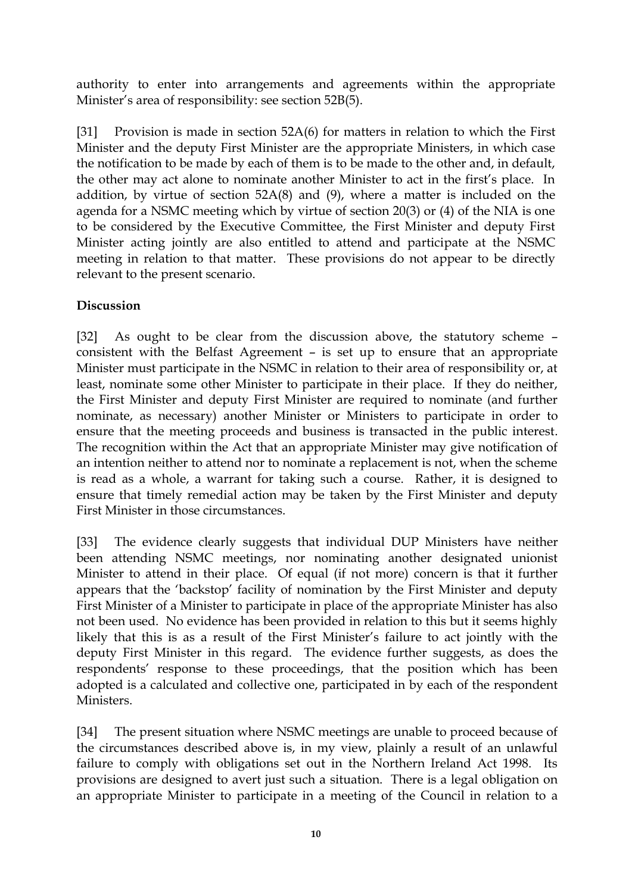authority to enter into arrangements and agreements within the appropriate Minister's area of responsibility: see section 52B(5).

[31] Provision is made in section 52A(6) for matters in relation to which the First Minister and the deputy First Minister are the appropriate Ministers, in which case the notification to be made by each of them is to be made to the other and, in default, the other may act alone to nominate another Minister to act in the first's place. In addition, by virtue of section 52A(8) and (9), where a matter is included on the agenda for a NSMC meeting which by virtue of section 20(3) or (4) of the NIA is one to be considered by the Executive Committee, the First Minister and deputy First Minister acting jointly are also entitled to attend and participate at the NSMC meeting in relation to that matter. These provisions do not appear to be directly relevant to the present scenario.

**Discussion**

[32] As ought to be clear from the discussion above, the statutory scheme – consistent with the Belfast Agreement – is set up to ensure that an appropriate Minister must participate in the NSMC in relation to their area of responsibility or, at least, nominate some other Minister to participate in their place. If they do neither, the First Minister and deputy First Minister are required to nominate (and further nominate, as necessary) another Minister or Ministers to participate in order to ensure that the meeting proceeds and business is transacted in the public interest. The recognition within the Act that an appropriate Minister may give notification of an intention neither to attend nor to nominate a replacement is not, when the scheme is read as a whole, a warrant for taking such a course. Rather, it is designed to ensure that timely remedial action may be taken by the First Minister and deputy First Minister in those circumstances.

[33] The evidence clearly suggests that individual DUP Ministers have neither been attending NSMC meetings, nor nominating another designated unionist Minister to attend in their place. Of equal (if not more) concern is that it further appears that the 'backstop' facility of nomination by the First Minister and deputy First Minister of a Minister to participate in place of the appropriate Minister has also not been used. No evidence has been provided in relation to this but it seems highly likely that this is as a result of the First Minister's failure to act jointly with the deputy First Minister in this regard. The evidence further suggests, as does the respondents' response to these proceedings, that the position which has been adopted is a calculated and collective one, participated in by each of the respondent Ministers.

[34] The present situation where NSMC meetings are unable to proceed because of the circumstances described above is, in my view, plainly a result of an unlawful failure to comply with obligations set out in the Northern Ireland Act 1998. Its provisions are designed to avert just such a situation. There is a legal obligation on an appropriate Minister to participate in a meeting of the Council in relation to a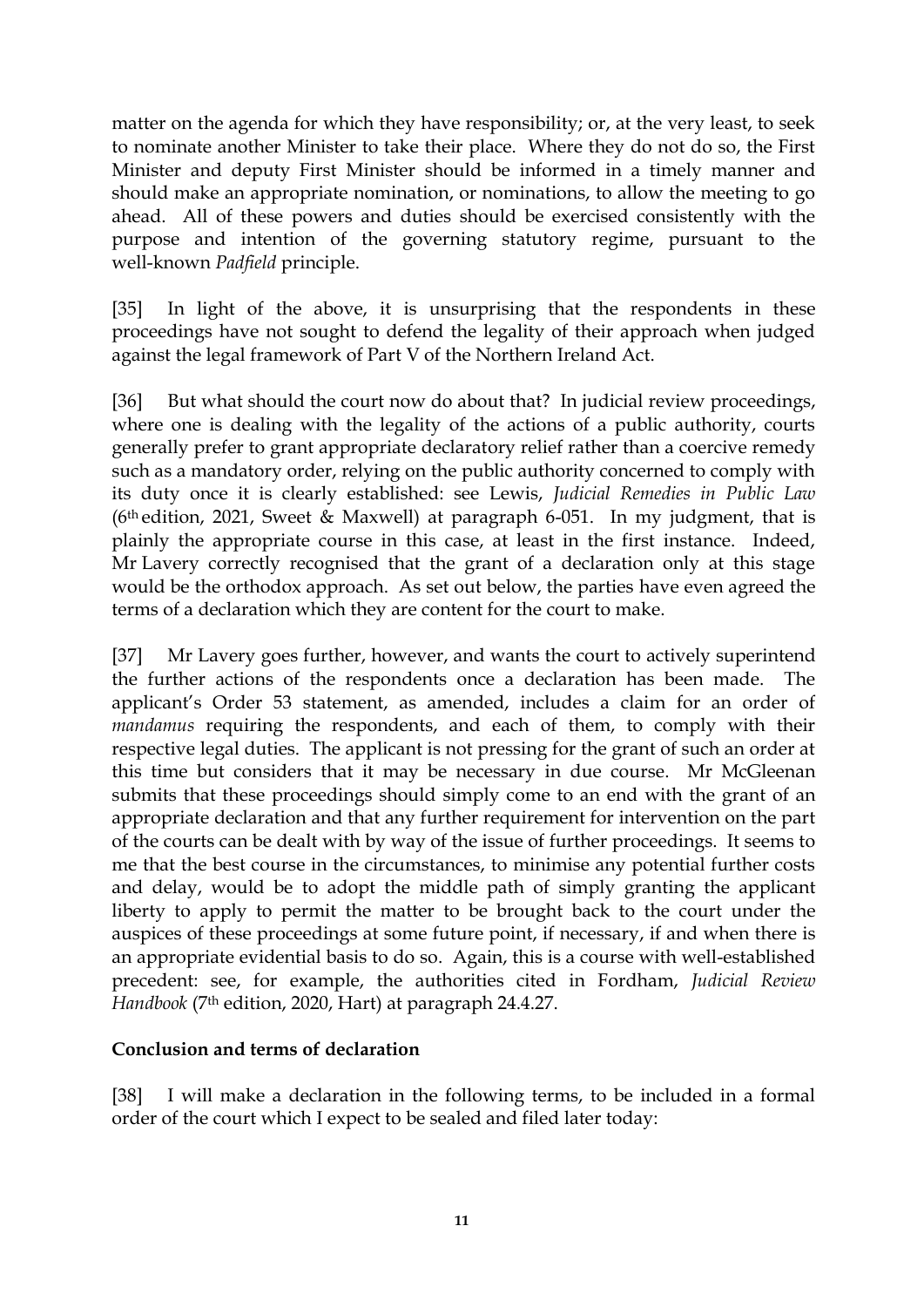matter on the agenda for which they have responsibility; or, at the very least, to seek to nominate another Minister to take their place. Where they do not do so, the First Minister and deputy First Minister should be informed in a timely manner and should make an appropriate nomination, or nominations, to allow the meeting to go ahead. All of these powers and duties should be exercised consistently with the purpose and intention of the governing statutory regime, pursuant to the well-known *Padfield* principle.

[35] In light of the above, it is unsurprising that the respondents in these proceedings have not sought to defend the legality of their approach when judged against the legal framework of Part V of the Northern Ireland Act.

[36] But what should the court now do about that? In judicial review proceedings, where one is dealing with the legality of the actions of a public authority, courts generally prefer to grant appropriate declaratory relief rather than a coercive remedy such as a mandatory order, relying on the public authority concerned to comply with its duty once it is clearly established: see Lewis, *Judicial Remedies in Public Law* (6th edition, 2021, Sweet & Maxwell) at paragraph 6-051. In my judgment, that is plainly the appropriate course in this case, at least in the first instance. Indeed, Mr Lavery correctly recognised that the grant of a declaration only at this stage would be the orthodox approach. As set out below, the parties have even agreed the terms of a declaration which they are content for the court to make.

[37] Mr Lavery goes further, however, and wants the court to actively superintend the further actions of the respondents once a declaration has been made. The applicant's Order 53 statement, as amended, includes a claim for an order of *mandamus* requiring the respondents, and each of them, to comply with their respective legal duties. The applicant is not pressing for the grant of such an order at this time but considers that it may be necessary in due course. Mr McGleenan submits that these proceedings should simply come to an end with the grant of an appropriate declaration and that any further requirement for intervention on the part of the courts can be dealt with by way of the issue of further proceedings. It seems to me that the best course in the circumstances, to minimise any potential further costs and delay, would be to adopt the middle path of simply granting the applicant liberty to apply to permit the matter to be brought back to the court under the auspices of these proceedings at some future point, if necessary, if and when there is an appropriate evidential basis to do so. Again, this is a course with well-established precedent: see, for example, the authorities cited in Fordham, *Judicial Review Handbook* (7th edition, 2020, Hart) at paragraph 24.4.27.

**Conclusion and terms of declaration**

[38] I will make a declaration in the following terms, to be included in a formal order of the court which I expect to be sealed and filed later today: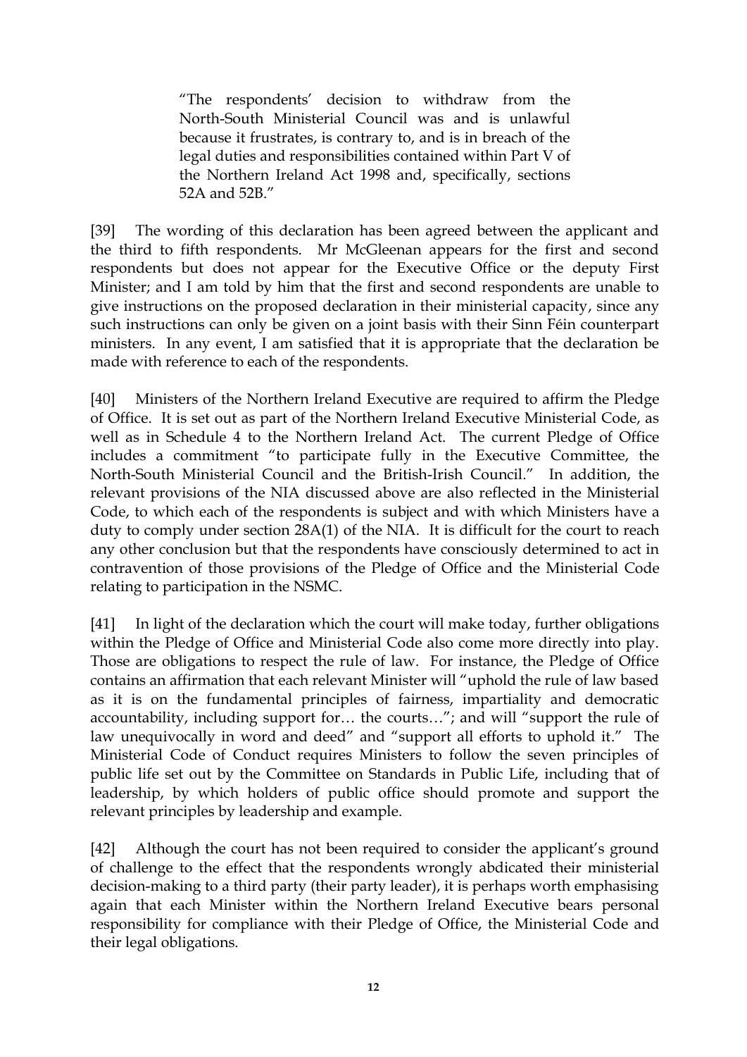> "The respondents' decision to withdraw from the North-South Ministerial Council was and is unlawful because it frustrates, is contrary to, and is in breach of the legal duties and responsibilities contained within Part V of the Northern Ireland Act 1998 and, specifically, sections 52A and 52B."

[39] The wording of this declaration has been agreed between the applicant and the third to fifth respondents. Mr McGleenan appears for the first and second respondents but does not appear for the Executive Office or the deputy First Minister; and I am told by him that the first and second respondents are unable to give instructions on the proposed declaration in their ministerial capacity, since any such instructions can only be given on a joint basis with their Sinn Féin counterpart ministers. In any event, I am satisfied that it is appropriate that the declaration be made with reference to each of the respondents.

[40] Ministers of the Northern Ireland Executive are required to affirm the Pledge of Office. It is set out as part of the Northern Ireland Executive Ministerial Code, as well as in Schedule 4 to the Northern Ireland Act. The current Pledge of Office includes a commitment "to participate fully in the Executive Committee, the North-South Ministerial Council and the British-Irish Council." In addition, the relevant provisions of the NIA discussed above are also reflected in the Ministerial Code, to which each of the respondents is subject and with which Ministers have a duty to comply under section 28A(1) of the NIA. It is difficult for the court to reach any other conclusion but that the respondents have consciously determined to act in contravention of those provisions of the Pledge of Office and the Ministerial Code relating to participation in the NSMC.

[41] In light of the declaration which the court will make today, further obligations within the Pledge of Office and Ministerial Code also come more directly into play. Those are obligations to respect the rule of law. For instance, the Pledge of Office contains an affirmation that each relevant Minister will "uphold the rule of law based as it is on the fundamental principles of fairness, impartiality and democratic accountability, including support for… the courts…"; and will "support the rule of law unequivocally in word and deed" and "support all efforts to uphold it." The Ministerial Code of Conduct requires Ministers to follow the seven principles of public life set out by the Committee on Standards in Public Life, including that of leadership, by which holders of public office should promote and support the relevant principles by leadership and example.

[42] Although the court has not been required to consider the applicant's ground of challenge to the effect that the respondents wrongly abdicated their ministerial decision-making to a third party (their party leader), it is perhaps worth emphasising again that each Minister within the Northern Ireland Executive bears personal responsibility for compliance with their Pledge of Office, the Ministerial Code and their legal obligations.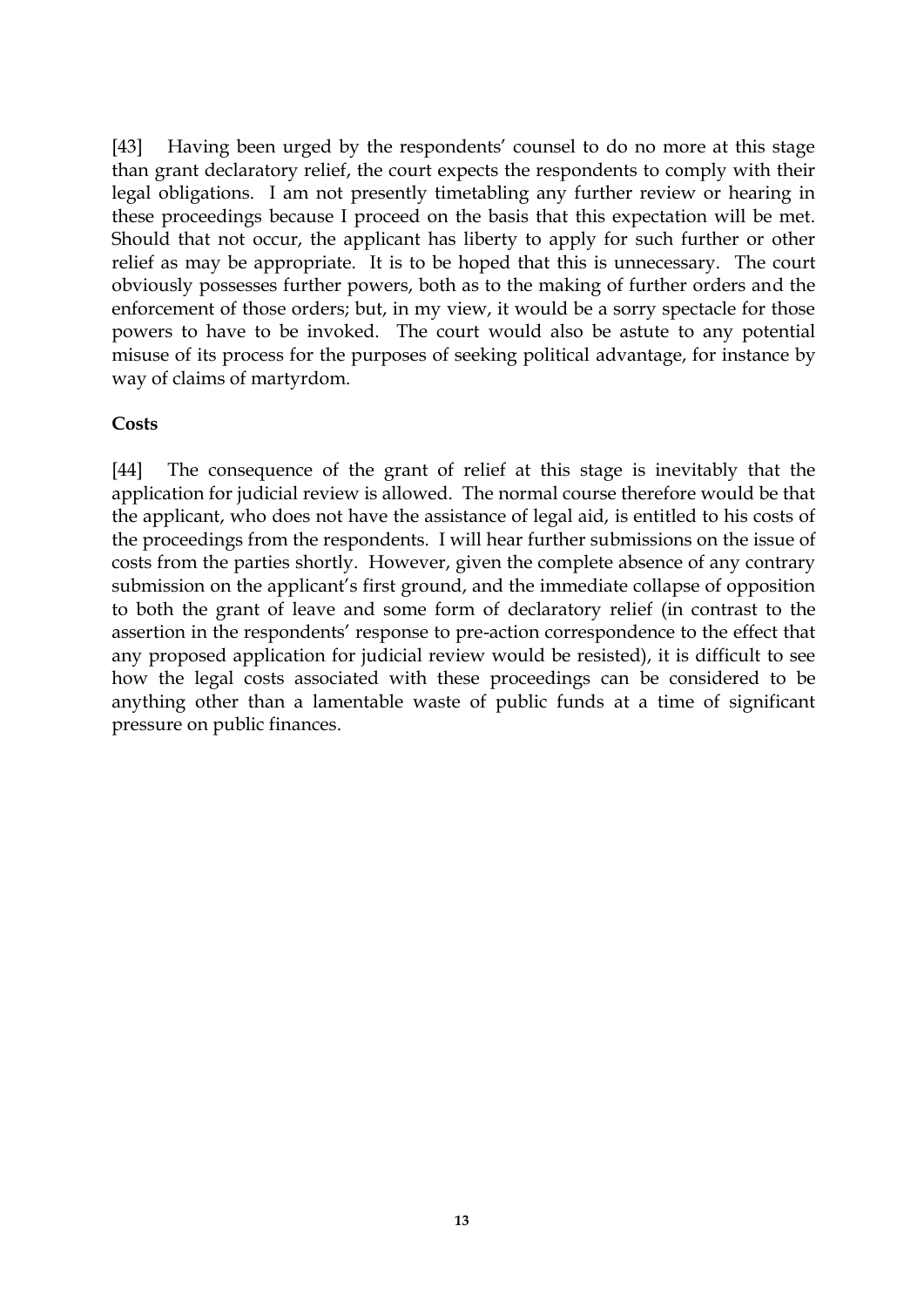[43] Having been urged by the respondents' counsel to do no more at this stage than grant declaratory relief, the court expects the respondents to comply with their legal obligations. I am not presently timetabling any further review or hearing in these proceedings because I proceed on the basis that this expectation will be met. Should that not occur, the applicant has liberty to apply for such further or other relief as may be appropriate. It is to be hoped that this is unnecessary. The court obviously possesses further powers, both as to the making of further orders and the enforcement of those orders; but, in my view, it would be a sorry spectacle for those powers to have to be invoked. The court would also be astute to any potential misuse of its process for the purposes of seeking political advantage, for instance by way of claims of martyrdom.

**Costs**

[44] The consequence of the grant of relief at this stage is inevitably that the application for judicial review is allowed. The normal course therefore would be that the applicant, who does not have the assistance of legal aid, is entitled to his costs of the proceedings from the respondents. I will hear further submissions on the issue of costs from the parties shortly. However, given the complete absence of any contrary submission on the applicant's first ground, and the immediate collapse of opposition to both the grant of leave and some form of declaratory relief (in contrast to the assertion in the respondents' response to pre-action correspondence to the effect that any proposed application for judicial review would be resisted), it is difficult to see how the legal costs associated with these proceedings can be considered to be anything other than a lamentable waste of public funds at a time of significant pressure on public finances.